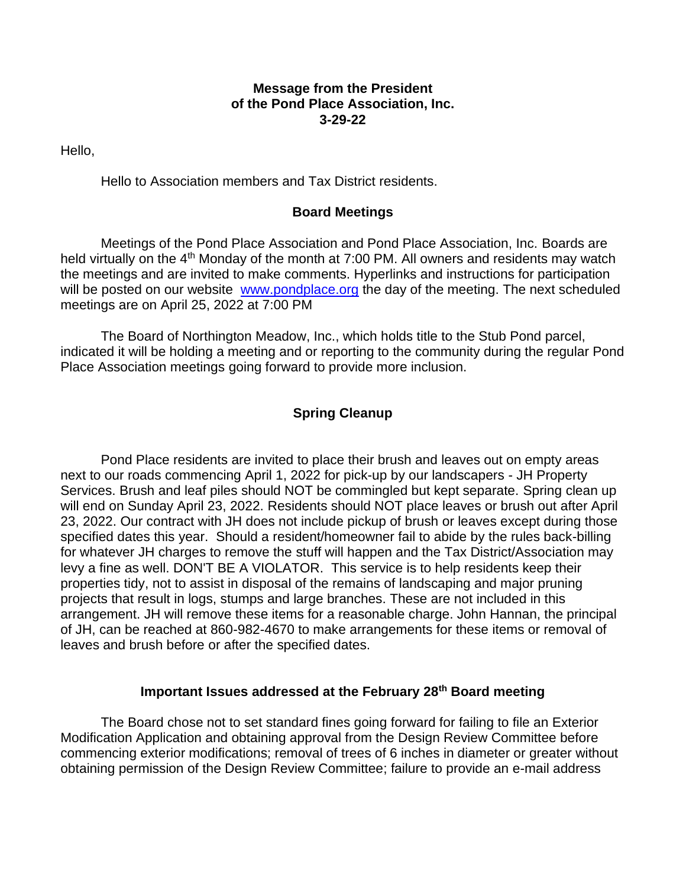**Message from the President**
**of the Pond Place Association, Inc.**
**3-29-22**

Hello,

Hello to Association members and Tax District residents.

## Board Meetings

Meetings of the Pond Place Association and Pond Place Association, Inc. Boards are held virtually on the 4th Monday of the month at 7:00 PM. All owners and residents may watch the meetings and are invited to make comments. Hyperlinks and instructions for participation will be posted on our website [www.pondplace.org](http://www.pondplace.org) the day of the meeting. The next scheduled meetings are on April 25, 2022 at 7:00 PM

The Board of Northington Meadow, Inc., which holds title to the Stub Pond parcel, indicated it will be holding a meeting and or reporting to the community during the regular Pond Place Association meetings going forward to provide more inclusion.

## Spring Cleanup

Pond Place residents are invited to place their brush and leaves out on empty areas next to our roads commencing April 1, 2022 for pick-up by our landscapers - JH Property Services. Brush and leaf piles should NOT be commingled but kept separate. Spring clean up will end on Sunday April 23, 2022. Residents should NOT place leaves or brush out after April 23, 2022. Our contract with JH does not include pickup of brush or leaves except during those specified dates this year. Should a resident/homeowner fail to abide by the rules back-billing for whatever JH charges to remove the stuff will happen and the Tax District/Association may levy a fine as well. DON'T BE A VIOLATOR. This service is to help residents keep their properties tidy, not to assist in disposal of the remains of landscaping and major pruning projects that result in logs, stumps and large branches. These are not included in this arrangement. JH will remove these items for a reasonable charge. John Hannan, the principal of JH, can be reached at 860-982-4670 to make arrangements for these items or removal of leaves and brush before or after the specified dates.

## Important Issues addressed at the February 28th Board meeting

The Board chose not to set standard fines going forward for failing to file an Exterior Modification Application and obtaining approval from the Design Review Committee before commencing exterior modifications; removal of trees of 6 inches in diameter or greater without obtaining permission of the Design Review Committee; failure to provide an e-mail address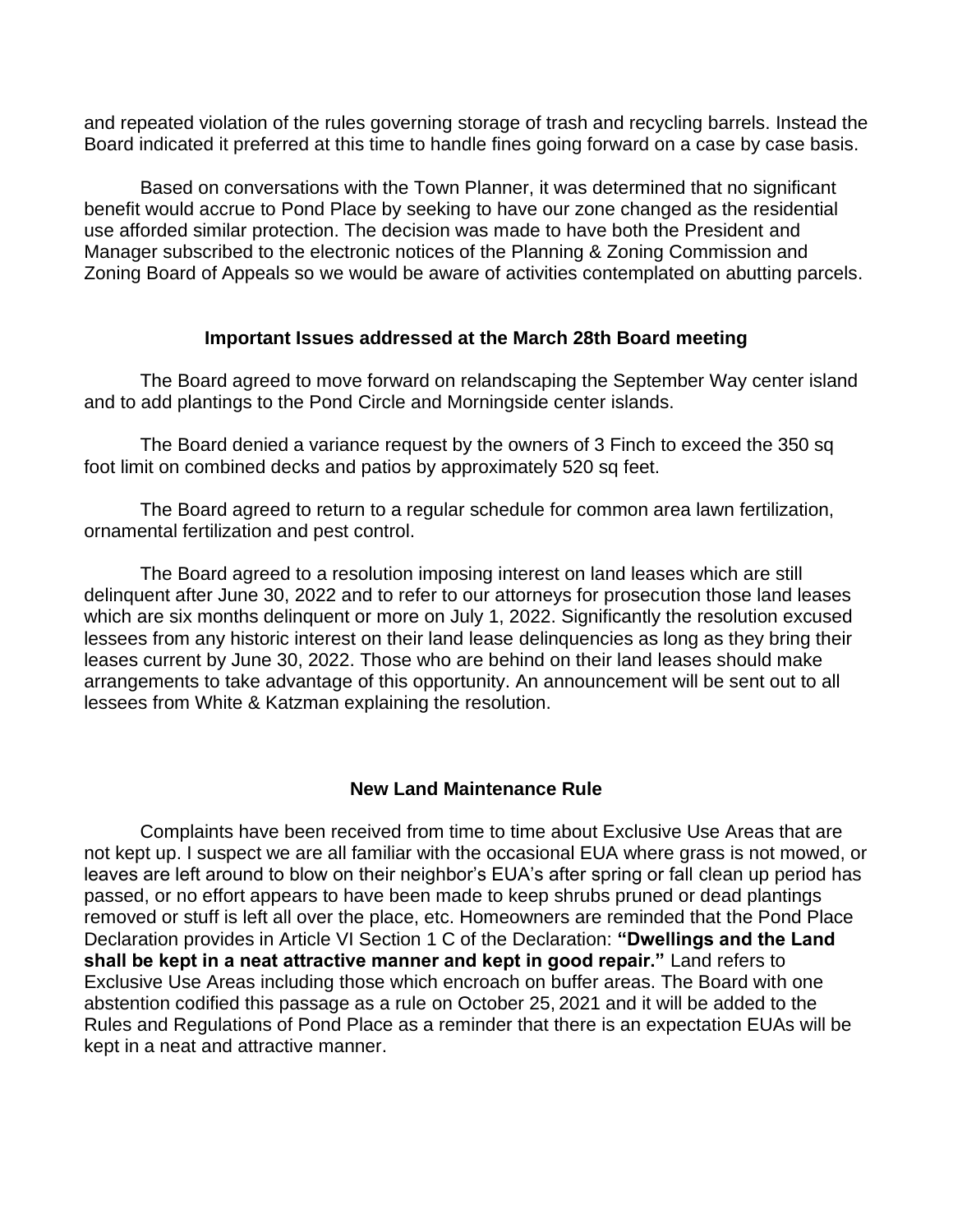and repeated violation of the rules governing storage of trash and recycling barrels. Instead the Board indicated it preferred at this time to handle fines going forward on a case by case basis.

Based on conversations with the Town Planner, it was determined that no significant benefit would accrue to Pond Place by seeking to have our zone changed as the residential use afforded similar protection. The decision was made to have both the President and Manager subscribed to the electronic notices of the Planning & Zoning Commission and Zoning Board of Appeals so we would be aware of activities contemplated on abutting parcels.

### Important Issues addressed at the March 28th Board meeting

The Board agreed to move forward on relandscaping the September Way center island and to add plantings to the Pond Circle and Morningside center islands.

The Board denied a variance request by the owners of 3 Finch to exceed the 350 sq foot limit on combined decks and patios by approximately 520 sq feet.

The Board agreed to return to a regular schedule for common area lawn fertilization, ornamental fertilization and pest control.

The Board agreed to a resolution imposing interest on land leases which are still delinquent after June 30, 2022 and to refer to our attorneys for prosecution those land leases which are six months delinquent or more on July 1, 2022. Significantly the resolution excused lessees from any historic interest on their land lease delinquencies as long as they bring their leases current by June 30, 2022. Those who are behind on their land leases should make arrangements to take advantage of this opportunity. An announcement will be sent out to all lessees from White & Katzman explaining the resolution.

### New Land Maintenance Rule

Complaints have been received from time to time about Exclusive Use Areas that are not kept up. I suspect we are all familiar with the occasional EUA where grass is not mowed, or leaves are left around to blow on their neighbor's EUA's after spring or fall clean up period has passed, or no effort appears to have been made to keep shrubs pruned or dead plantings removed or stuff is left all over the place, etc. Homeowners are reminded that the Pond Place Declaration provides in Article VI Section 1 C of the Declaration: **"Dwellings and the Land shall be kept in a neat attractive manner and kept in good repair."** Land refers to Exclusive Use Areas including those which encroach on buffer areas. The Board with one abstention codified this passage as a rule on October 25, 2021 and it will be added to the Rules and Regulations of Pond Place as a reminder that there is an expectation EUAs will be kept in a neat and attractive manner.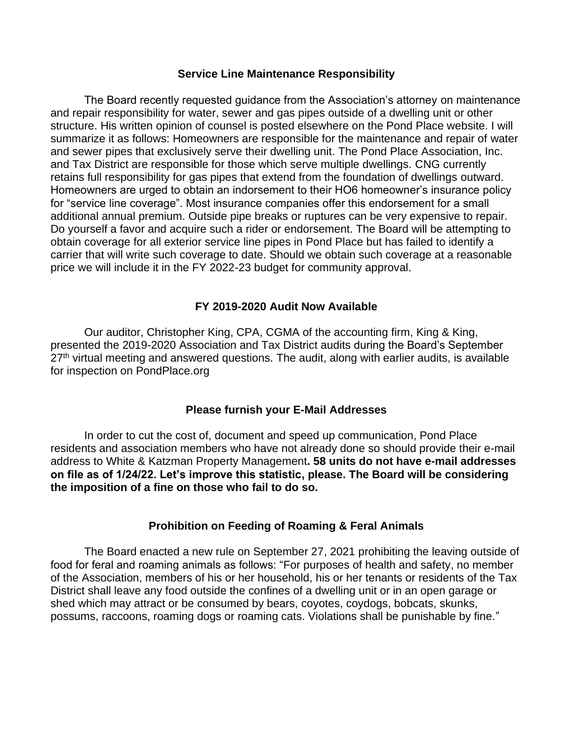## Service Line Maintenance Responsibility

The Board recently requested guidance from the Association's attorney on maintenance and repair responsibility for water, sewer and gas pipes outside of a dwelling unit or other structure. His written opinion of counsel is posted elsewhere on the Pond Place website. I will summarize it as follows: Homeowners are responsible for the maintenance and repair of water and sewer pipes that exclusively serve their dwelling unit. The Pond Place Association, Inc. and Tax District are responsible for those which serve multiple dwellings. CNG currently retains full responsibility for gas pipes that extend from the foundation of dwellings outward. Homeowners are urged to obtain an indorsement to their HO6 homeowner's insurance policy for "service line coverage". Most insurance companies offer this endorsement for a small additional annual premium. Outside pipe breaks or ruptures can be very expensive to repair. Do yourself a favor and acquire such a rider or endorsement. The Board will be attempting to obtain coverage for all exterior service line pipes in Pond Place but has failed to identify a carrier that will write such coverage to date. Should we obtain such coverage at a reasonable price we will include it in the FY 2022-23 budget for community approval.

## FY 2019-2020 Audit Now Available

Our auditor, Christopher King, CPA, CGMA of the accounting firm, King & King, presented the 2019-2020 Association and Tax District audits during the Board's September 27th virtual meeting and answered questions. The audit, along with earlier audits, is available for inspection on PondPlace.org

## Please furnish your E-Mail Addresses

In order to cut the cost of, document and speed up communication, Pond Place residents and association members who have not already done so should provide their e-mail address to White & Katzman Property Management**. 58 units do not have e-mail addresses on file as of 1/24/22. Let's improve this statistic, please. The Board will be considering the imposition of a fine on those who fail to do so.**

## Prohibition on Feeding of Roaming & Feral Animals

The Board enacted a new rule on September 27, 2021 prohibiting the leaving outside of food for feral and roaming animals as follows: "For purposes of health and safety, no member of the Association, members of his or her household, his or her tenants or residents of the Tax District shall leave any food outside the confines of a dwelling unit or in an open garage or shed which may attract or be consumed by bears, coyotes, coydogs, bobcats, skunks, possums, raccoons, roaming dogs or roaming cats. Violations shall be punishable by fine."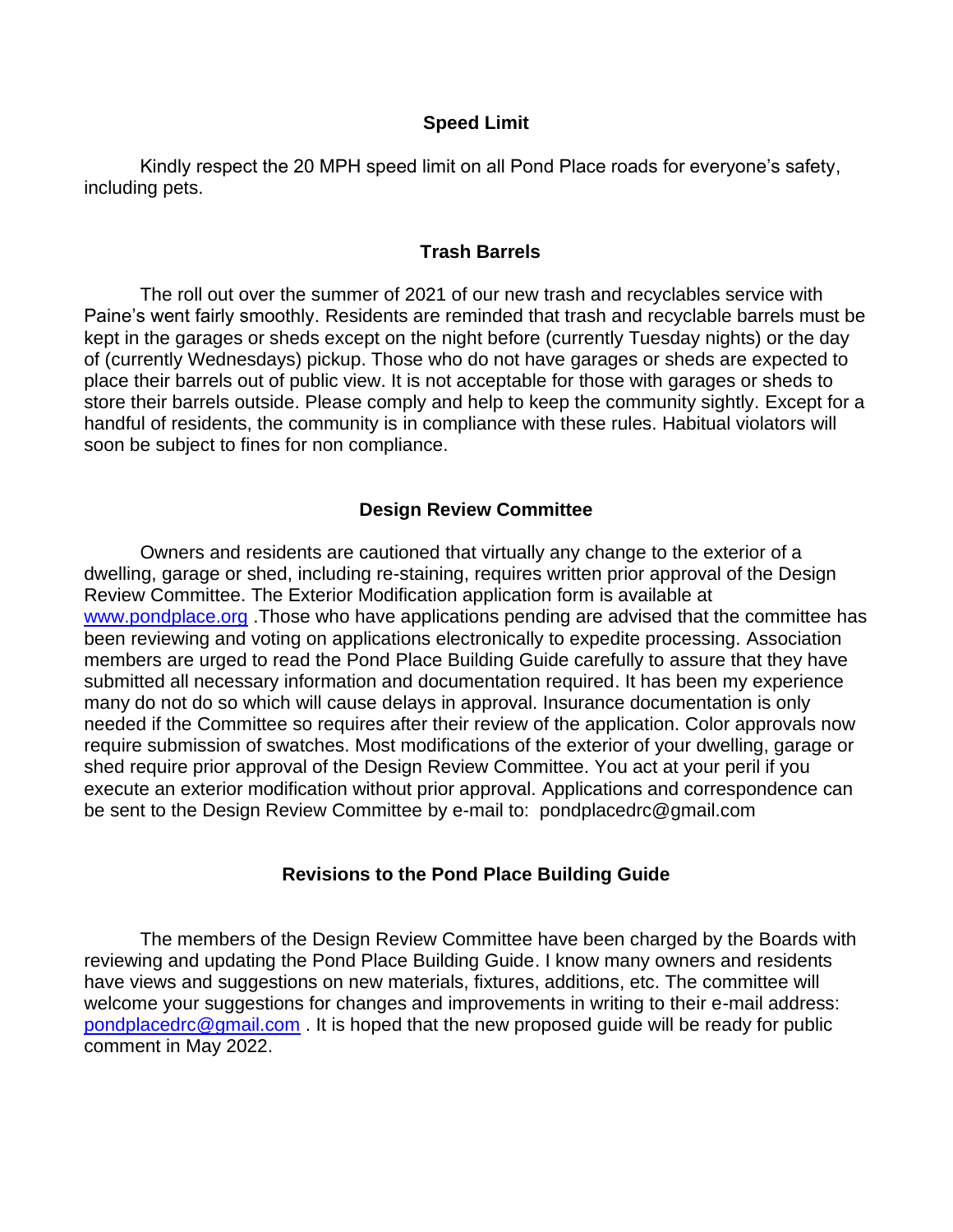## Speed Limit

Kindly respect the 20 MPH speed limit on all Pond Place roads for everyone's safety, including pets.

## Trash Barrels

The roll out over the summer of 2021 of our new trash and recyclables service with Paine's went fairly smoothly. Residents are reminded that trash and recyclable barrels must be kept in the garages or sheds except on the night before (currently Tuesday nights) or the day of (currently Wednesdays) pickup. Those who do not have garages or sheds are expected to place their barrels out of public view. It is not acceptable for those with garages or sheds to store their barrels outside. Please comply and help to keep the community sightly. Except for a handful of residents, the community is in compliance with these rules. Habitual violators will soon be subject to fines for non compliance.

## Design Review Committee

Owners and residents are cautioned that virtually any change to the exterior of a dwelling, garage or shed, including re-staining, requires written prior approval of the Design Review Committee. The Exterior Modification application form is available at [www.pondplace.org](http://www.pondplace.org) .Those who have applications pending are advised that the committee has been reviewing and voting on applications electronically to expedite processing. Association members are urged to read the Pond Place Building Guide carefully to assure that they have submitted all necessary information and documentation required. It has been my experience many do not do so which will cause delays in approval. Insurance documentation is only needed if the Committee so requires after their review of the application. Color approvals now require submission of swatches. Most modifications of the exterior of your dwelling, garage or shed require prior approval of the Design Review Committee. You act at your peril if you execute an exterior modification without prior approval. Applications and correspondence can be sent to the Design Review Committee by e-mail to: pondplacedrc@gmail.com

## Revisions to the Pond Place Building Guide

The members of the Design Review Committee have been charged by the Boards with reviewing and updating the Pond Place Building Guide. I know many owners and residents have views and suggestions on new materials, fixtures, additions, etc. The committee will welcome your suggestions for changes and improvements in writing to their e-mail address: [pondplacedrc@gmail.com](mailto:pondplacedrc@gmail.com) . It is hoped that the new proposed guide will be ready for public comment in May 2022.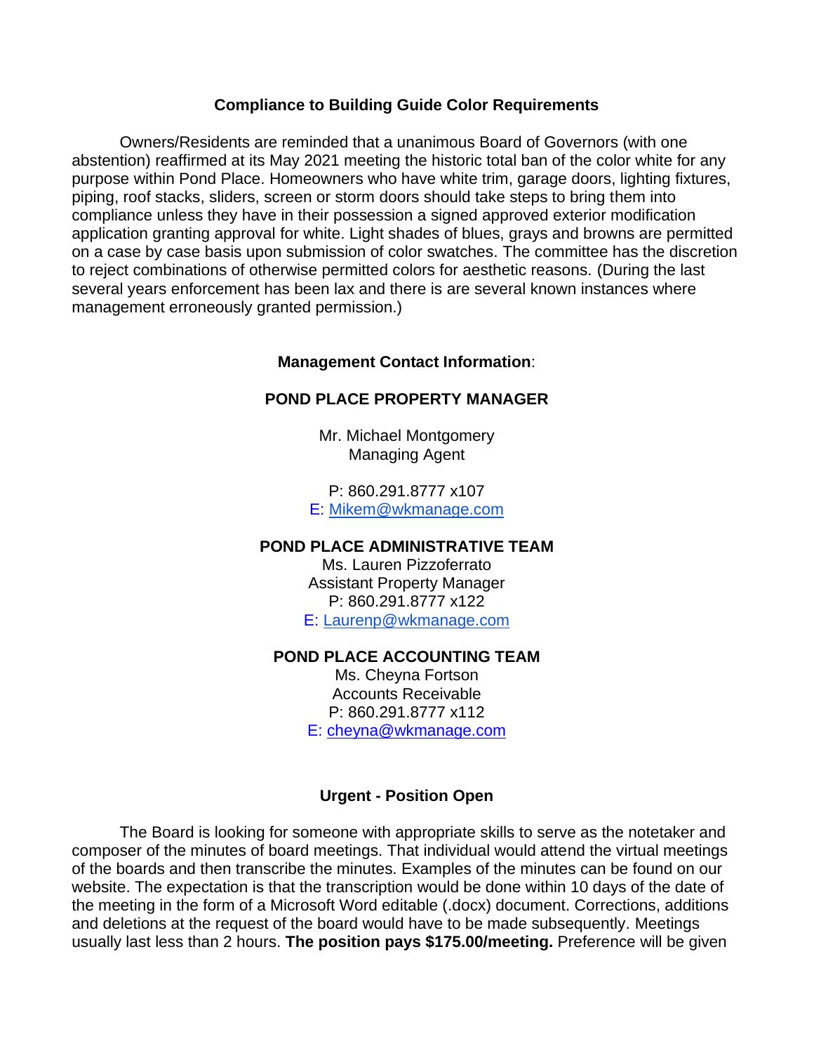### Compliance to Building Guide Color Requirements

Owners/Residents are reminded that a unanimous Board of Governors (with one abstention) reaffirmed at its May 2021 meeting the historic total ban of the color white for any purpose within Pond Place. Homeowners who have white trim, garage doors, lighting fixtures, piping, roof stacks, sliders, screen or storm doors should take steps to bring them into compliance unless they have in their possession a signed approved exterior modification application granting approval for white. Light shades of blues, grays and browns are permitted on a case by case basis upon submission of color swatches. The committee has the discretion to reject combinations of otherwise permitted colors for aesthetic reasons. (During the last several years enforcement has been lax and there is are several known instances where management erroneously granted permission.)

**Management Contact Information**:

**POND PLACE PROPERTY MANAGER**

Mr. Michael Montgomery
Managing Agent

P: 860.291.8777 x107
E: Mikem@wkmanage.com

**POND PLACE ADMINISTRATIVE TEAM**
Ms. Lauren Pizzoferrato
Assistant Property Manager
P: 860.291.8777 x122
E: Laurenp@wkmanage.com

**POND PLACE ACCOUNTING TEAM**
Ms. Cheyna Fortson
Accounts Receivable
P: 860.291.8777 x112
E: cheyna@wkmanage.com

### Urgent - Position Open

The Board is looking for someone with appropriate skills to serve as the notetaker and composer of the minutes of board meetings. That individual would attend the virtual meetings of the boards and then transcribe the minutes. Examples of the minutes can be found on our website. The expectation is that the transcription would be done within 10 days of the date of the meeting in the form of a Microsoft Word editable (.docx) document. Corrections, additions and deletions at the request of the board would have to be made subsequently. Meetings usually last less than 2 hours. **The position pays $175.00/meeting.** Preference will be given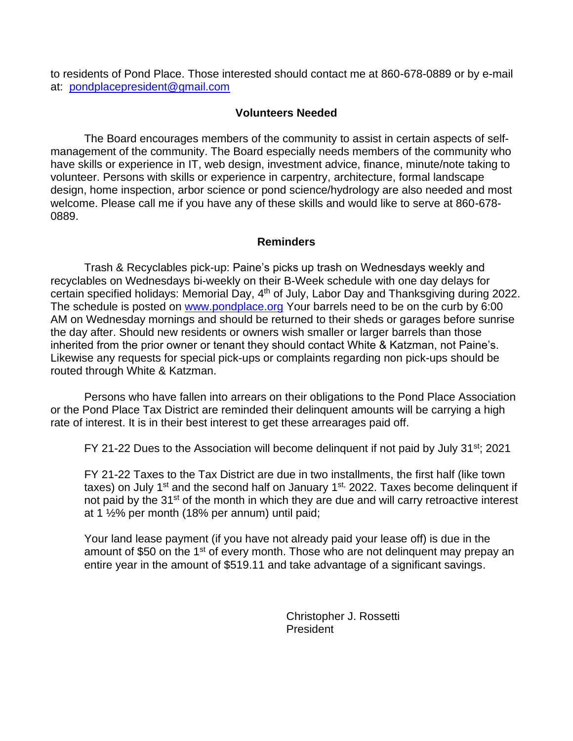to residents of Pond Place. Those interested should contact me at 860-678-0889 or by e-mail at: [pondplacepresident@gmail.com](mailto:pondplacepresident@gmail.com)

## Volunteers Needed

The Board encourages members of the community to assist in certain aspects of self-management of the community. The Board especially needs members of the community who have skills or experience in IT, web design, investment advice, finance, minute/note taking to volunteer. Persons with skills or experience in carpentry, architecture, formal landscape design, home inspection, arbor science or pond science/hydrology are also needed and most welcome. Please call me if you have any of these skills and would like to serve at 860-678-0889.

## Reminders

Trash & Recyclables pick-up: Paine's picks up trash on Wednesdays weekly and recyclables on Wednesdays bi-weekly on their B-Week schedule with one day delays for certain specified holidays: Memorial Day, 4th of July, Labor Day and Thanksgiving during 2022. The schedule is posted on [www.pondplace.org](http://www.pondplace.org) Your barrels need to be on the curb by 6:00 AM on Wednesday mornings and should be returned to their sheds or garages before sunrise the day after. Should new residents or owners wish smaller or larger barrels than those inherited from the prior owner or tenant they should contact White & Katzman, not Paine's. Likewise any requests for special pick-ups or complaints regarding non pick-ups should be routed through White & Katzman.

Persons who have fallen into arrears on their obligations to the Pond Place Association or the Pond Place Tax District are reminded their delinquent amounts will be carrying a high rate of interest. It is in their best interest to get these arrearages paid off.

FY 21-22 Dues to the Association will become delinquent if not paid by July 31st; 2021

FY 21-22 Taxes to the Tax District are due in two installments, the first half (like town taxes) on July 1st and the second half on January 1st, 2022. Taxes become delinquent if not paid by the 31st of the month in which they are due and will carry retroactive interest at 1 ½% per month (18% per annum) until paid;

Your land lease payment (if you have not already paid your lease off) is due in the amount of $50 on the 1st of every month. Those who are not delinquent may prepay an entire year in the amount of $519.11 and take advantage of a significant savings.

Christopher J. Rossetti
President